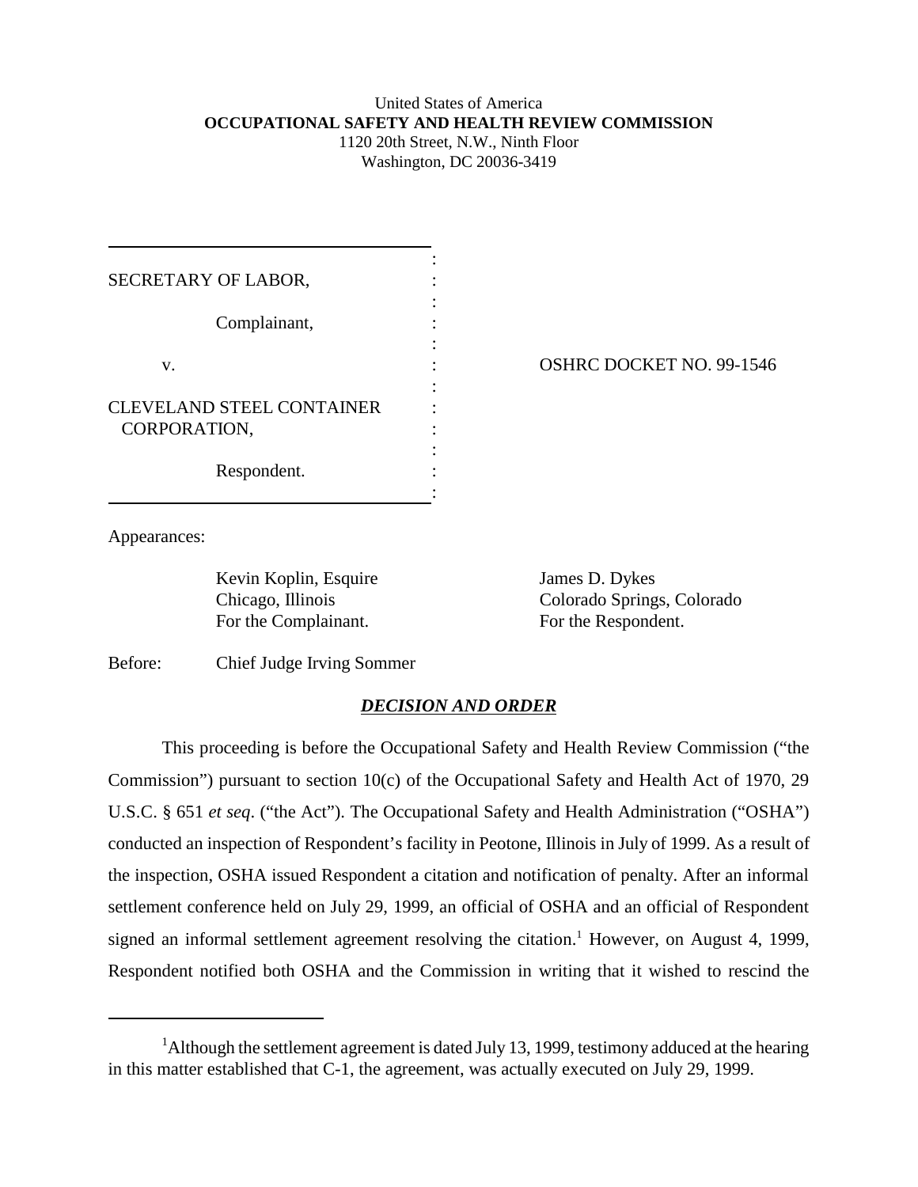United States of America
**OCCUPATIONAL SAFETY AND HEALTH REVIEW COMMISSION**
1120 20th Street, N.W., Ninth Floor
Washington, DC 20036-3419

| | |
|---|---|
| SECRETARY OF LABOR,<br><br>Complainant,<br><br>v.<br><br>CLEVELAND STEEL CONTAINER CORPORATION,<br><br>Respondent. | OSHRC DOCKET NO. 99-1546 |

Appearances:

Kevin Koplin, Esquire
Chicago, Illinois
For the Complainant.

James D. Dykes
Colorado Springs, Colorado
For the Respondent.

Before: Chief Judge Irving Sommer

## ***DECISION AND ORDER***

This proceeding is before the Occupational Safety and Health Review Commission ("the Commission") pursuant to section 10(c) of the Occupational Safety and Health Act of 1970, 29 U.S.C. § 651 *et seq*. ("the Act"). The Occupational Safety and Health Administration ("OSHA") conducted an inspection of Respondent's facility in Peotone, Illinois in July of 1999. As a result of the inspection, OSHA issued Respondent a citation and notification of penalty. After an informal settlement conference held on July 29, 1999, an official of OSHA and an official of Respondent signed an informal settlement agreement resolving the citation.[1] However, on August 4, 1999, Respondent notified both OSHA and the Commission in writing that it wished to rescind the

[1] Although the settlement agreement is dated July 13, 1999, testimony adduced at the hearing in this matter established that C-1, the agreement, was actually executed on July 29, 1999.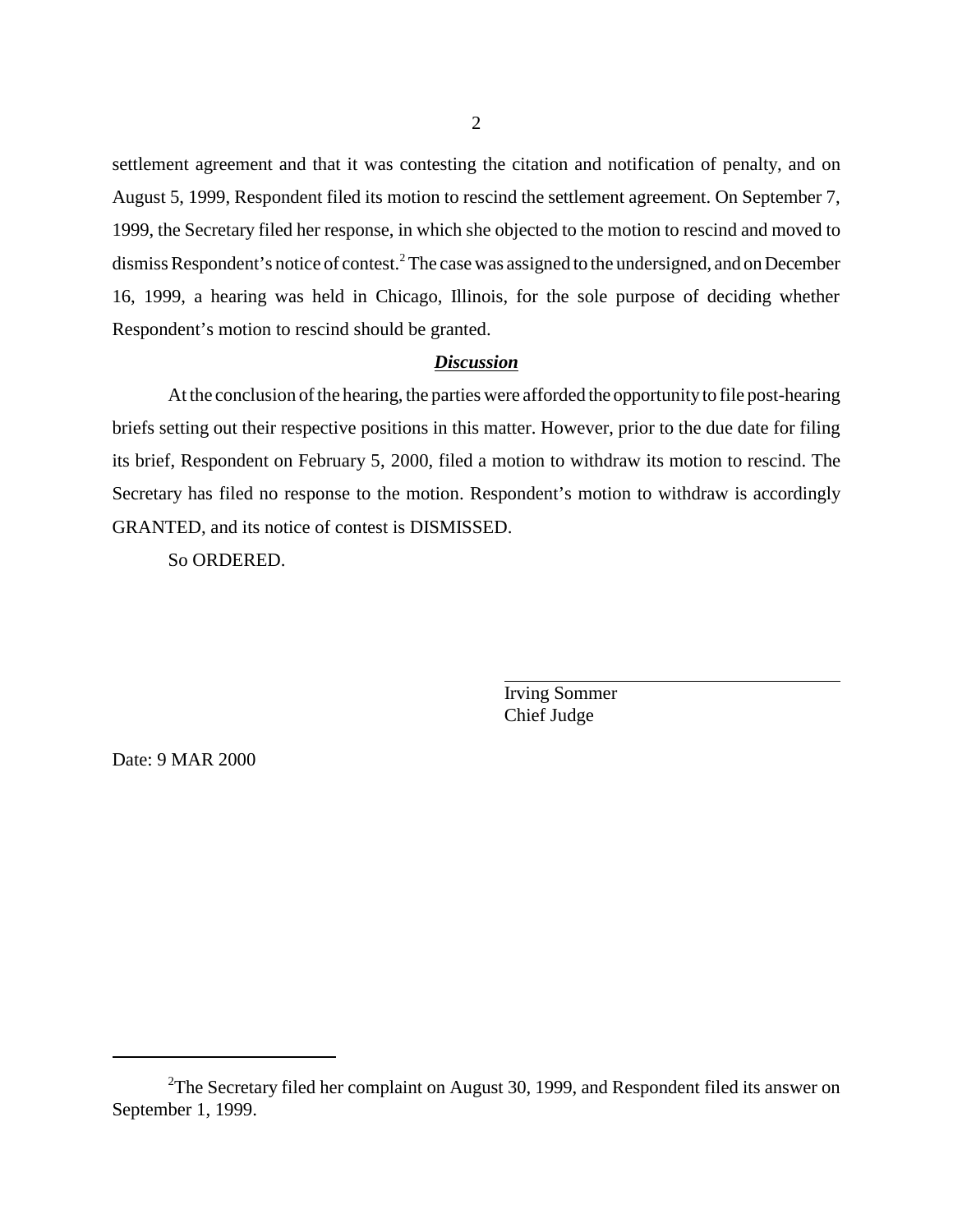settlement agreement and that it was contesting the citation and notification of penalty, and on August 5, 1999, Respondent filed its motion to rescind the settlement agreement. On September 7, 1999, the Secretary filed her response, in which she objected to the motion to rescind and moved to dismiss Respondent's notice of contest.[2] The case was assigned to the undersigned, and on December 16, 1999, a hearing was held in Chicago, Illinois, for the sole purpose of deciding whether Respondent's motion to rescind should be granted.

## ***Discussion***

At the conclusion of the hearing, the parties were afforded the opportunity to file post-hearing briefs setting out their respective positions in this matter. However, prior to the due date for filing its brief, Respondent on February 5, 2000, filed a motion to withdraw its motion to rescind. The Secretary has filed no response to the motion. Respondent's motion to withdraw is accordingly GRANTED, and its notice of contest is DISMISSED.

So ORDERED.

Irving Sommer
Chief Judge

Date: 9 MAR 2000

---

[2]The Secretary filed her complaint on August 30, 1999, and Respondent filed its answer on September 1, 1999.